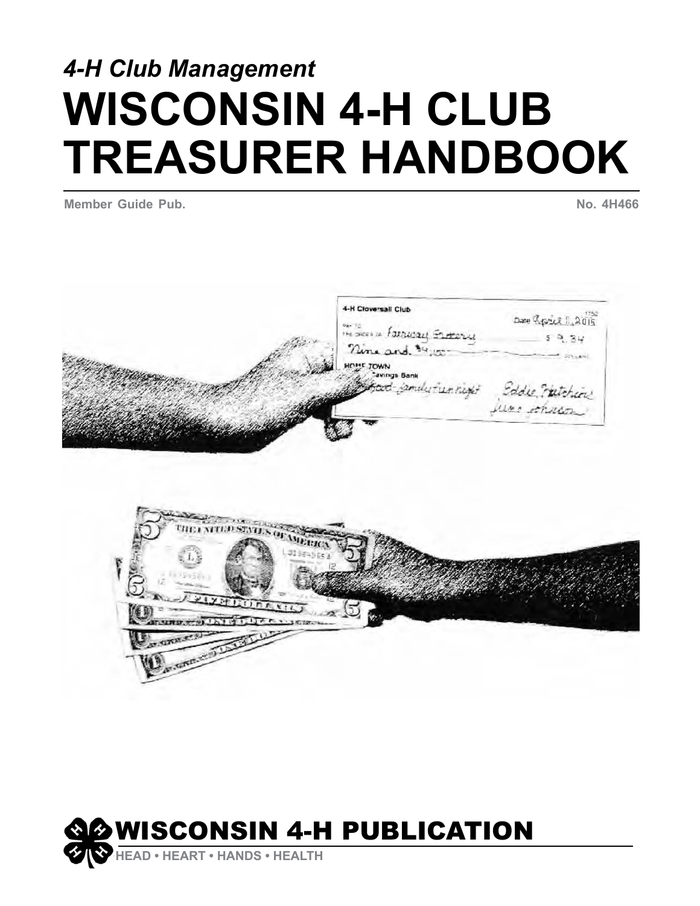*4-H Club Management*

# WISCONSIN 4-H CLUB TREASURER HANDBOOK

**Member Guide Pub.** **No. 4H466**

## WISCONSIN 4-H PUBLICATION

**HEAD • HEART • HANDS • HEALTH**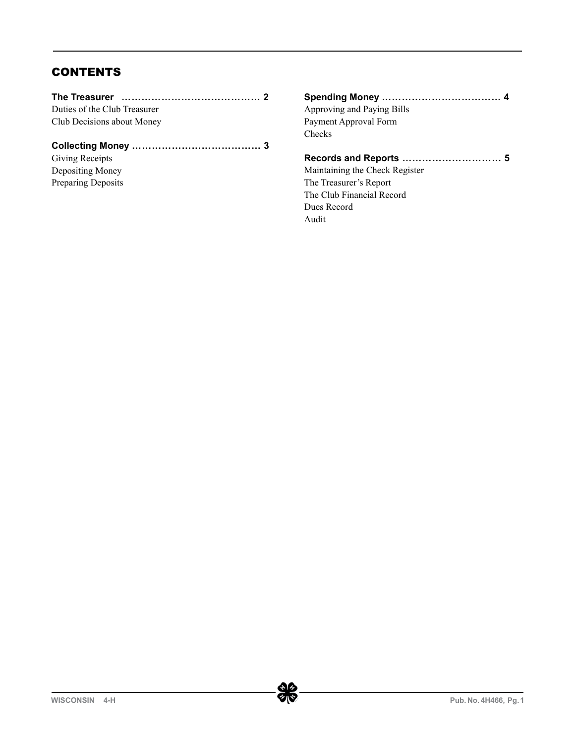## CONTENTS

**The Treasurer …………………………………… 2**
Duties of the Club Treasurer
Club Decisions about Money

**Collecting Money ………………………………… 3**
Giving Receipts
Depositing Money
Preparing Deposits

**Spending Money ……………………………… 4**
Approving and Paying Bills
Payment Approval Form
Checks

**Records and Reports ………………………… 5**
Maintaining the Check Register
The Treasurer's Report
The Club Financial Record
Dues Record
Audit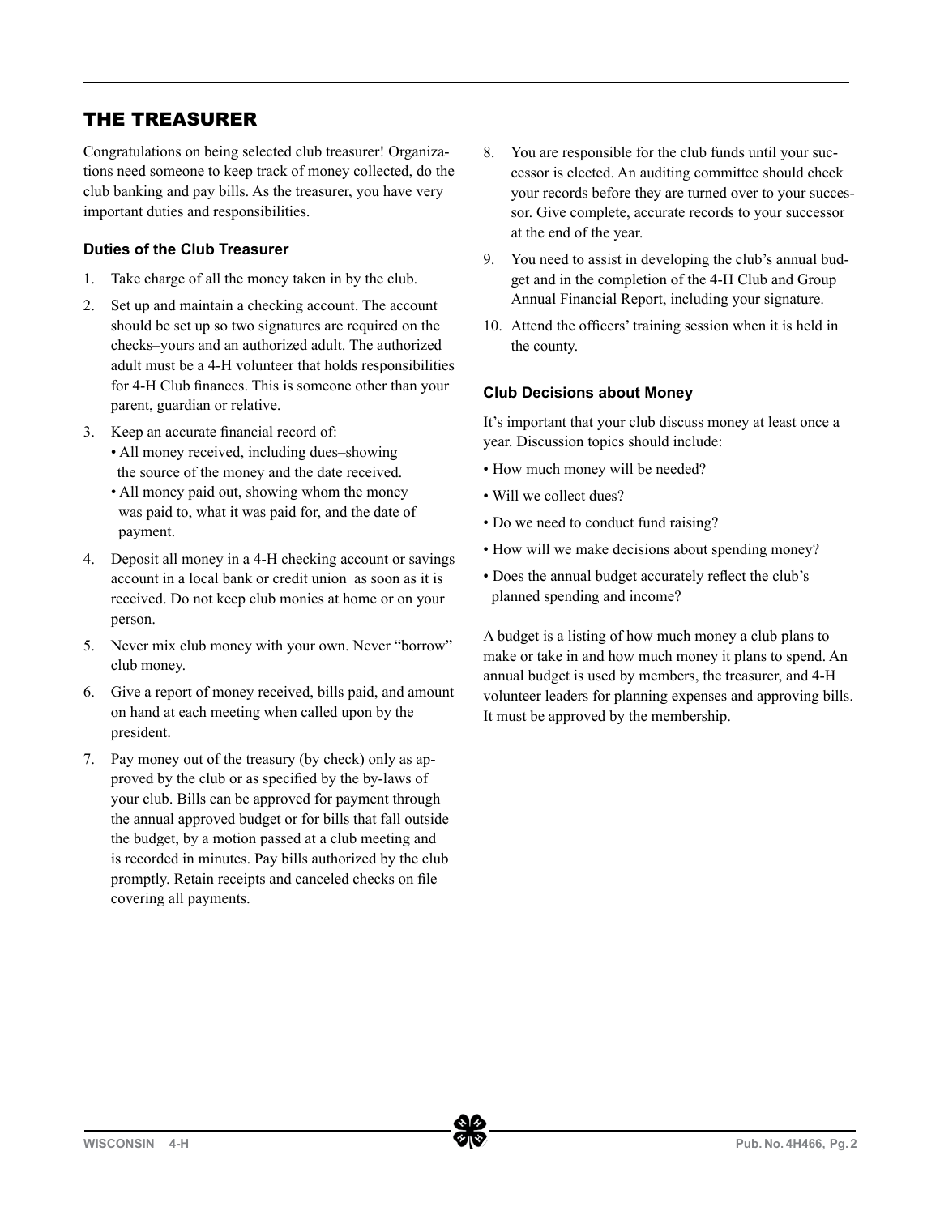## THE TREASURER

Congratulations on being selected club treasurer! Organizations need someone to keep track of money collected, do the club banking and pay bills. As the treasurer, you have very important duties and responsibilities.

### Duties of the Club Treasurer

1. Take charge of all the money taken in by the club.
2. Set up and maintain a checking account. The account should be set up so two signatures are required on the checks–yours and an authorized adult. The authorized adult must be a 4-H volunteer that holds responsibilities for 4-H Club finances. This is someone other than your parent, guardian or relative.
3. Keep an accurate financial record of:
   - All money received, including dues–showing the source of the money and the date received.
   - All money paid out, showing whom the money was paid to, what it was paid for, and the date of payment.
4. Deposit all money in a 4-H checking account or savings account in a local bank or credit union as soon as it is received. Do not keep club monies at home or on your person.
5. Never mix club money with your own. Never "borrow" club money.
6. Give a report of money received, bills paid, and amount on hand at each meeting when called upon by the president.
7. Pay money out of the treasury (by check) only as approved by the club or as specified by the by-laws of your club. Bills can be approved for payment through the annual approved budget or for bills that fall outside the budget, by a motion passed at a club meeting and is recorded in minutes. Pay bills authorized by the club promptly. Retain receipts and canceled checks on file covering all payments.
8. You are responsible for the club funds until your successor is elected. An auditing committee should check your records before they are turned over to your successor. Give complete, accurate records to your successor at the end of the year.
9. You need to assist in developing the club's annual budget and in the completion of the 4-H Club and Group Annual Financial Report, including your signature.
10. Attend the officers' training session when it is held in the county.

### Club Decisions about Money

It's important that your club discuss money at least once a year. Discussion topics should include:

- How much money will be needed?
- Will we collect dues?
- Do we need to conduct fund raising?
- How will we make decisions about spending money?
- Does the annual budget accurately reflect the club's planned spending and income?

A budget is a listing of how much money a club plans to make or take in and how much money it plans to spend. An annual budget is used by members, the treasurer, and 4-H volunteer leaders for planning expenses and approving bills. It must be approved by the membership.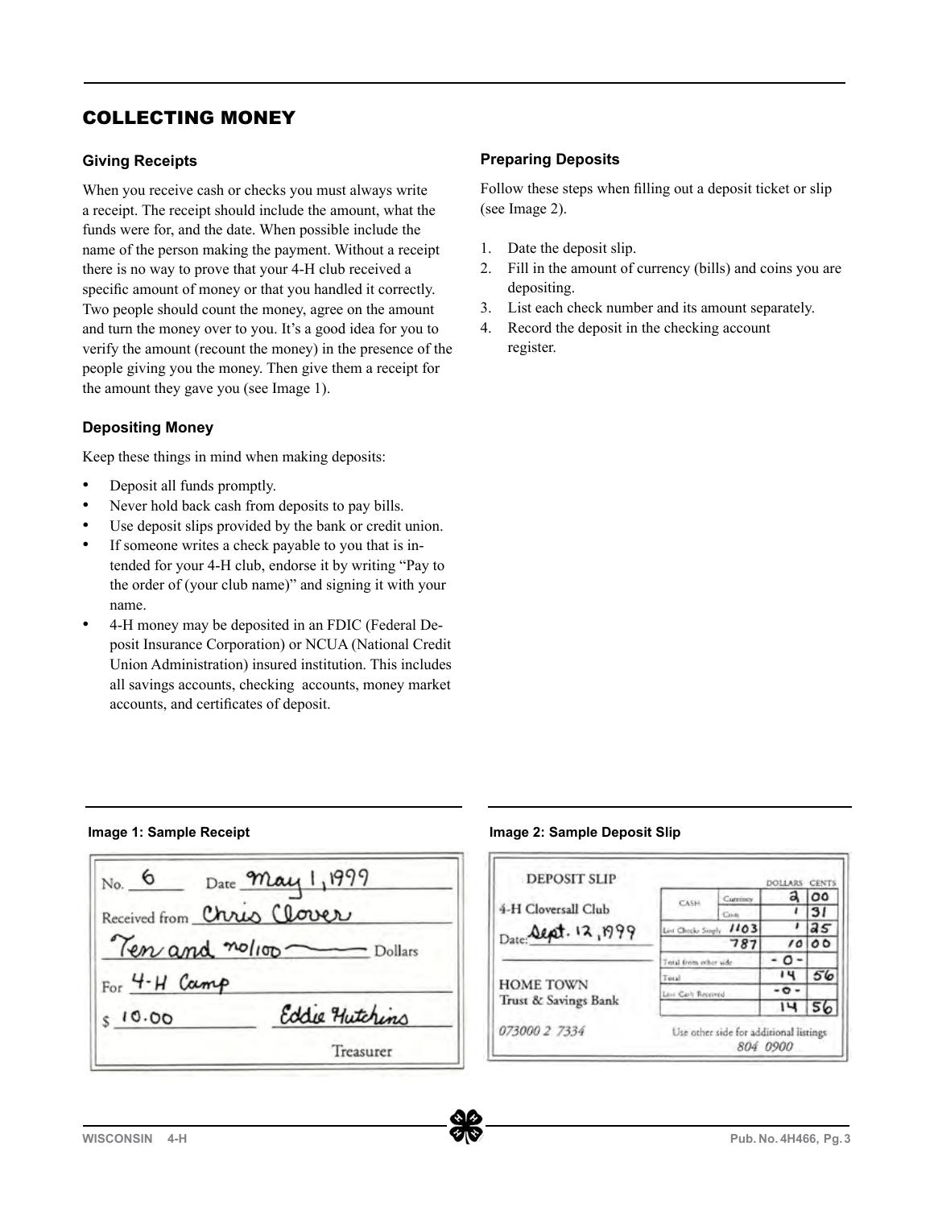## COLLECTING MONEY

### Giving Receipts

When you receive cash or checks you must always write a receipt. The receipt should include the amount, what the funds were for, and the date. When possible include the name of the person making the payment. Without a receipt there is no way to prove that your 4-H club received a specific amount of money or that you handled it correctly. Two people should count the money, agree on the amount and turn the money over to you. It's a good idea for you to verify the amount (recount the money) in the presence of the people giving you the money. Then give them a receipt for the amount they gave you (see Image 1).

### Depositing Money

Keep these things in mind when making deposits:

- Deposit all funds promptly.
- Never hold back cash from deposits to pay bills.
- Use deposit slips provided by the bank or credit union.
- If someone writes a check payable to you that is intended for your 4-H club, endorse it by writing "Pay to the order of (your club name)" and signing it with your name.
- 4-H money may be deposited in an FDIC (Federal Deposit Insurance Corporation) or NCUA (National Credit Union Administration) insured institution. This includes all savings accounts, checking accounts, money market accounts, and certificates of deposit.

### Preparing Deposits

Follow these steps when filling out a deposit ticket or slip (see Image 2).

1. Date the deposit slip.
2. Fill in the amount of currency (bills) and coins you are depositing.
3. List each check number and its amount separately.
4. Record the deposit in the checking account register.

**Image 1: Sample Receipt**

No. 6 Date May 1, 1999

Received from Chris Clover

Ten and no/100 Dollars

For 4-H Camp

$ 10.00 Eddie Hutchins

Treasurer

**Image 2: Sample Deposit Slip**

DEPOSIT SLIP

4-H Cloversall Club

Date: Sept. 12, 1999

HOME TOWN Trust & Savings Bank

073000 2 7334

| | | DOLLARS | CENTS |
|---|---|---|---|
| CASH | Currency | 2 | 00 |
| | Coin | 1 | 31 |
| List Checks Singly | 1103 | 1 | 25 |
| | 787 | 10 | 00 |
| Total from other side | | - 0 - | |
| Total | | 14 | 56 |
| Less Cash Received | | - 0 - | |
| | | 14 | 56 |

Use other side for additional listings

804 0900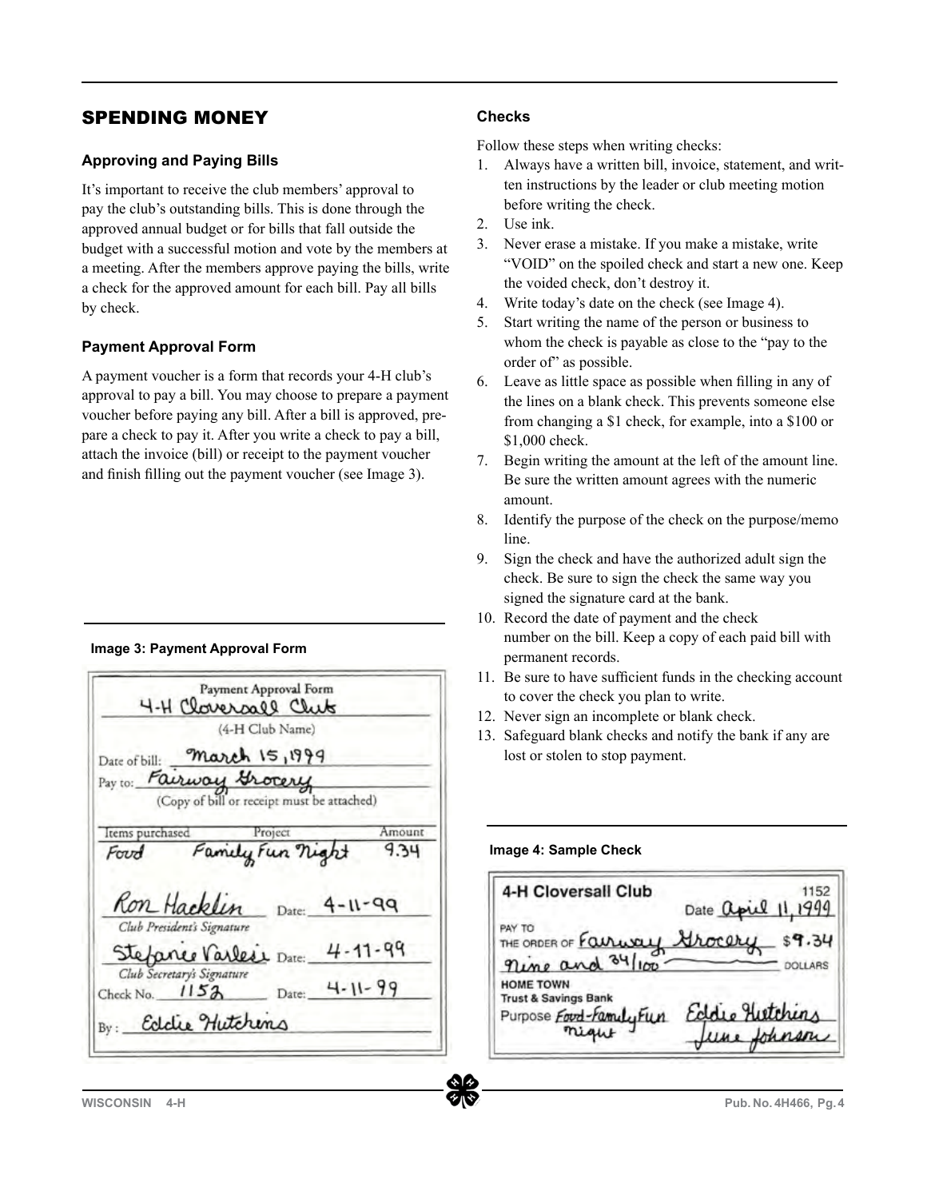## SPENDING MONEY

### Approving and Paying Bills

It's important to receive the club members' approval to pay the club's outstanding bills. This is done through the approved annual budget or for bills that fall outside the budget with a successful motion and vote by the members at a meeting. After the members approve paying the bills, write a check for the approved amount for each bill. Pay all bills by check.

### Payment Approval Form

A payment voucher is a form that records your 4-H club's approval to pay a bill. You may choose to prepare a payment voucher before paying any bill. After a bill is approved, prepare a check to pay it. After you write a check to pay a bill, attach the invoice (bill) or receipt to the payment voucher and finish filling out the payment voucher (see Image 3).

**Image 3: Payment Approval Form**

Payment Approval Form

4-H Cloversall Club
(4-H Club Name)

Date of bill: March 15, 1999

Pay to: Fairway Grocery
(Copy of bill or receipt must be attached)

| Items purchased | Project | Amount |
|---|---|---|
| Food | Family Fun Night | 9.34 |

Ron Hacklin — Date: 4-11-99
*Club President's Signature*

Stefanie Varlesi — Date: 4-11-99
*Club Secretary's Signature*

Check No. 1152 — Date: 4-11-99

By: Eddie Hutchens

### Checks

Follow these steps when writing checks:

1. Always have a written bill, invoice, statement, and written instructions by the leader or club meeting motion before writing the check.
2. Use ink.
3. Never erase a mistake. If you make a mistake, write "VOID" on the spoiled check and start a new one. Keep the voided check, don't destroy it.
4. Write today's date on the check (see Image 4).
5. Start writing the name of the person or business to whom the check is payable as close to the "pay to the order of" as possible.
6. Leave as little space as possible when filling in any of the lines on a blank check. This prevents someone else from changing a $1 check, for example, into a $100 or $1,000 check.
7. Begin writing the amount at the left of the amount line. Be sure the written amount agrees with the numeric amount.
8. Identify the purpose of the check on the purpose/memo line.
9. Sign the check and have the authorized adult sign the check. Be sure to sign the check the same way you signed the signature card at the bank.
10. Record the date of payment and the check number on the bill. Keep a copy of each paid bill with permanent records.
11. Be sure to have sufficient funds in the checking account to cover the check you plan to write.
12. Never sign an incomplete or blank check.
13. Safeguard blank checks and notify the bank if any are lost or stolen to stop payment.

**Image 4: Sample Check**

4-H Cloversall Club — 1152

Date April 11, 1999

PAY TO THE ORDER OF Fairway Grocery $9.34

Nine and 34/100 DOLLARS

HOME TOWN
Trust & Savings Bank

Purpose Food-Family Fun Night

Eddie Hutchens
June Johnson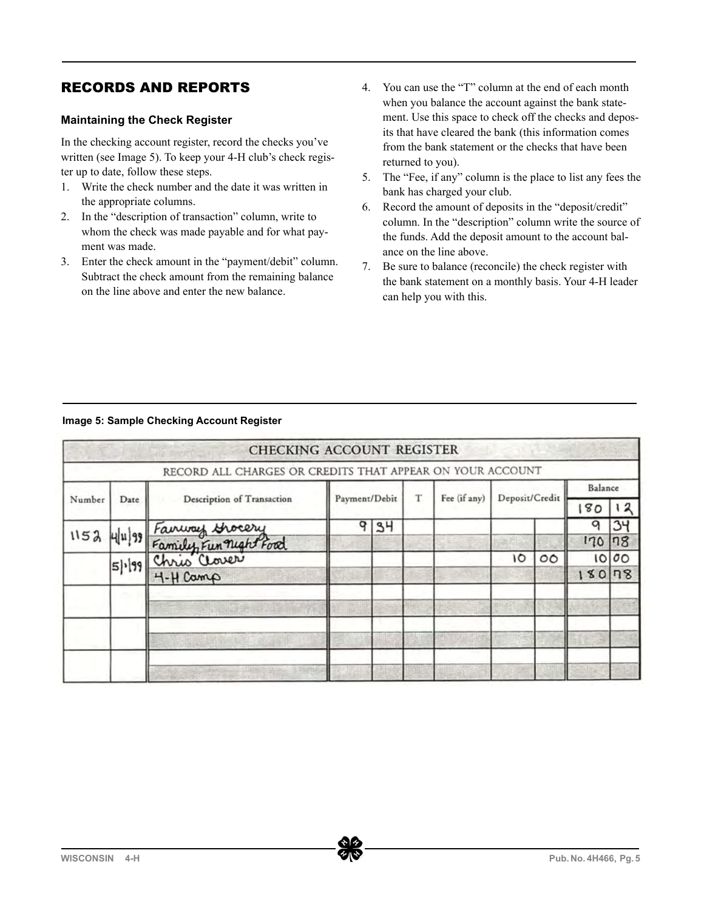## RECORDS AND REPORTS

### Maintaining the Check Register

In the checking account register, record the checks you've written (see Image 5). To keep your 4-H club's check register up to date, follow these steps.

1. Write the check number and the date it was written in the appropriate columns.
2. In the "description of transaction" column, write to whom the check was made payable and for what payment was made.
3. Enter the check amount in the "payment/debit" column. Subtract the check amount from the remaining balance on the line above and enter the new balance.
4. You can use the "T" column at the end of each month when you balance the account against the bank statement. Use this space to check off the checks and deposits that have cleared the bank (this information comes from the bank statement or the checks that have been returned to you).
5. The "Fee, if any" column is the place to list any fees the bank has charged your club.
6. Record the amount of deposits in the "deposit/credit" column. In the "description" column write the source of the funds. Add the deposit amount to the account balance on the line above.
7. Be sure to balance (reconcile) the check register with the bank statement on a monthly basis. Your 4-H leader can help you with this.

**Image 5: Sample Checking Account Register**

**CHECKING ACCOUNT REGISTER**

RECORD ALL CHARGES OR CREDITS THAT APPEAR ON YOUR ACCOUNT

| Number | Date | Description of Transaction | Payment/Debit | T | Fee (if any) | Deposit/Credit | Balance |
|---|---|---|---|---|---|---|---|
| | | | | | | | 180.12 |
| 1152 | 4/11/99 | Fairway Grocery | 9.34 | | | | 9.34 |
| | | Family Fun Night Food | | | | | 170.78 |
| | 5/1/99 | Chris Clover | | | | 10.00 | 10.00 |
| | | 4-H Camp | | | | | 180.78 |
| | | | | | | | |
| | | | | | | | |
| | | | | | | | |
| | | | | | | | |
| | | | | | | | |
| | | | | | | | |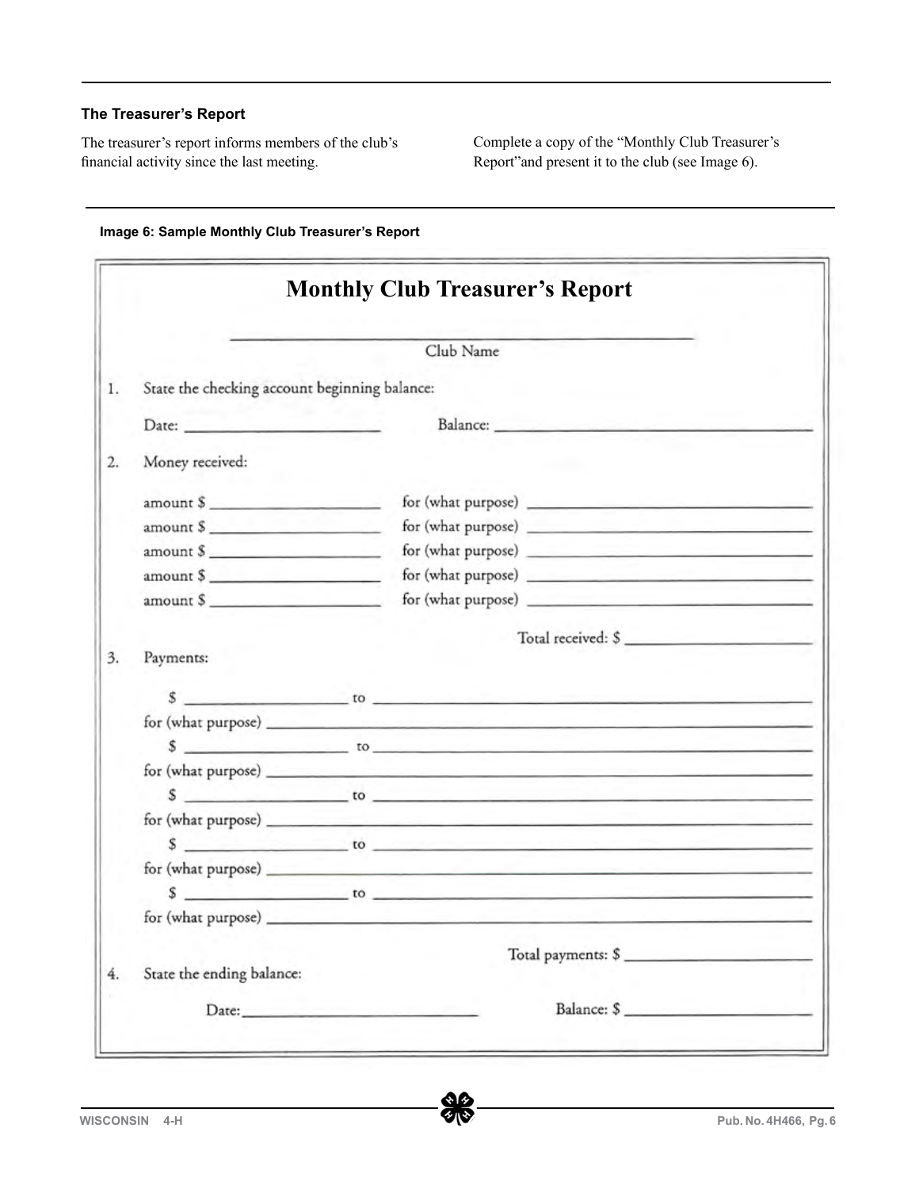### The Treasurer's Report

The treasurer's report informs members of the club's financial activity since the last meeting.

Complete a copy of the "Monthly Club Treasurer's Report"and present it to the club (see Image 6).

**Image 6: Sample Monthly Club Treasurer's Report**

## Monthly Club Treasurer's Report

______________________________________
Club Name

1. State the checking account beginning balance:

   Date: ____________________ Balance: ______________________________

2. Money received:

   amount $ ________________ for (what purpose) ___________________________
   amount $ ________________ for (what purpose) ___________________________
   amount $ ________________ for (what purpose) ___________________________
   amount $ ________________ for (what purpose) ___________________________
   amount $ ________________ for (what purpose) ___________________________

   Total received: $ ____________________

3. Payments:

   $ ________________ to ______________________________________________
   for (what purpose) ______________________________________________
   $ ________________ to ______________________________________________
   for (what purpose) ______________________________________________
   $ ________________ to ______________________________________________
   for (what purpose) ______________________________________________
   $ ________________ to ______________________________________________
   for (what purpose) ______________________________________________
   $ ________________ to ______________________________________________
   for (what purpose) ______________________________________________

   Total payments: $ ____________________

4. State the ending balance:

   Date: ________________________ Balance: $ ____________________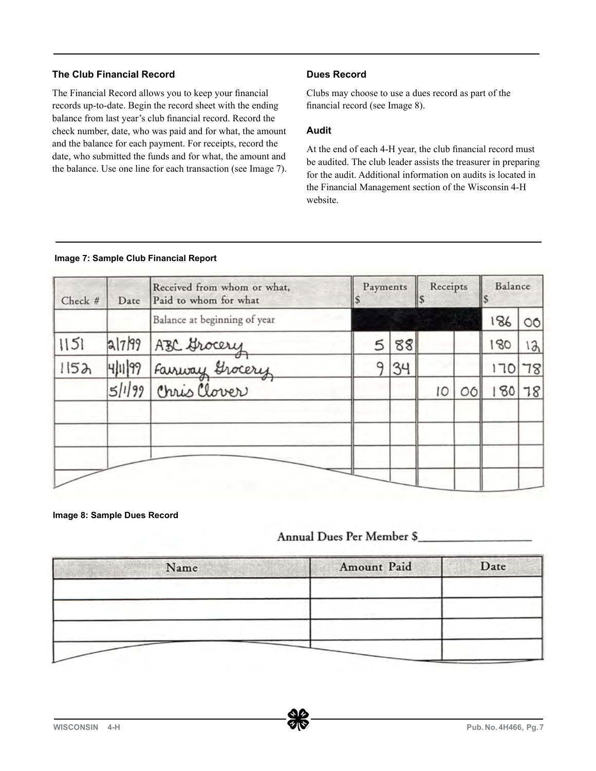### The Club Financial Record

The Financial Record allows you to keep your financial records up-to-date. Begin the record sheet with the ending balance from last year's club financial record. Record the check number, date, who was paid and for what, the amount and the balance for each payment. For receipts, record the date, who submitted the funds and for what, the amount and the balance. Use one line for each transaction (see Image 7).

### Dues Record

Clubs may choose to use a dues record as part of the financial record (see Image 8).

### Audit

At the end of each 4-H year, the club financial record must be audited. The club leader assists the treasurer in preparing for the audit. Additional information on audits is located in the Financial Management section of the Wisconsin 4-H website.

**Image 7: Sample Club Financial Report**

| Check # | Date | Received from whom or what, Paid to whom for what | Payments $ | | Receipts $ | | Balance $ | |
|---|---|---|---|---|---|---|---|---|
| | | Balance at beginning of year | | | | | 186 | 00 |
| 1151 | 2/7/99 | ABC Grocery | 5 | 88 | | | 180 | 12 |
| 1152 | 4/11/99 | Fairway Grocery | 9 | 34 | | | 170 | 78 |
| | 5/1/99 | Chris Clover | | | 10 | 00 | 180 | 78 |
| | | | | | | | | |
| | | | | | | | | |
| | | | | | | | | |

**Image 8: Sample Dues Record**

Annual Dues Per Member $__________________

| Name | Amount Paid | Date |
|---|---|---|
| | | |
| | | |
| | | |
| | | |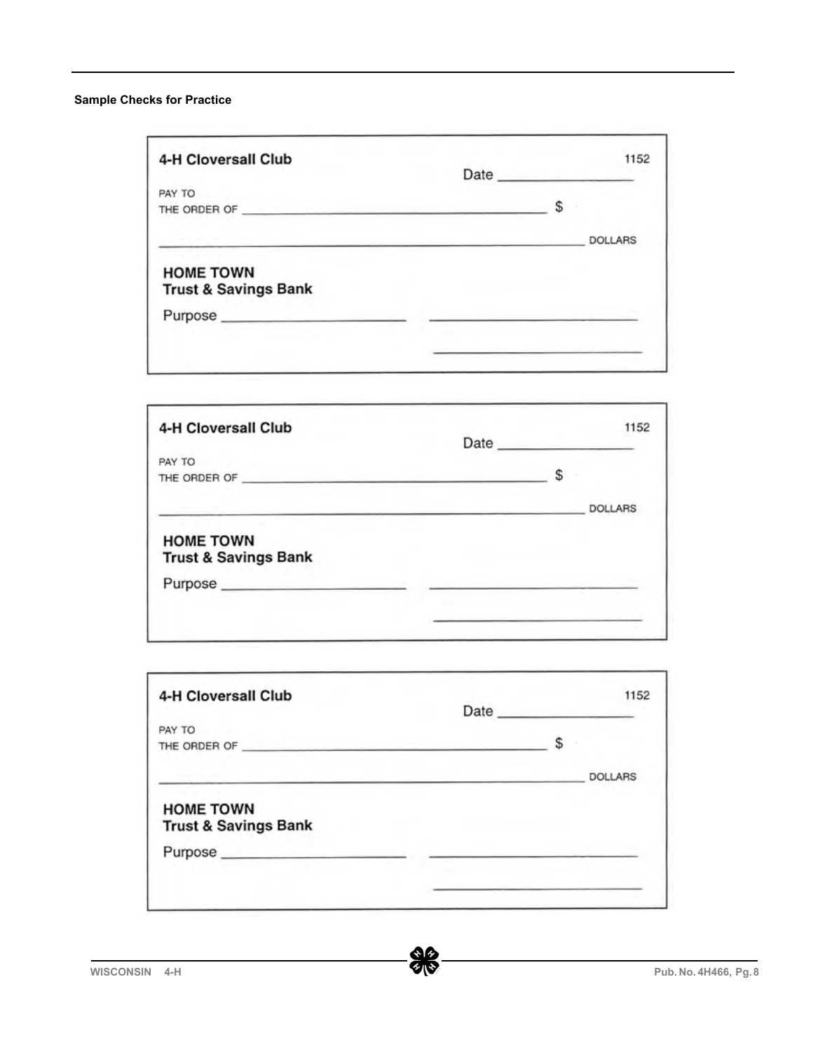**Sample Checks for Practice**

**4-H Cloversall Club** 1152

Date ________________

PAY TO
THE ORDER OF ______________________________________ $

______________________________________________ DOLLARS

**HOME TOWN**
**Trust & Savings Bank**

Purpose ____________________ ________________________

________________________

---

**4-H Cloversall Club** 1152

Date ________________

PAY TO
THE ORDER OF ______________________________________ $

______________________________________________ DOLLARS

**HOME TOWN**
**Trust & Savings Bank**

Purpose ____________________ ________________________

________________________

---

**4-H Cloversall Club** 1152

Date ________________

PAY TO
THE ORDER OF ______________________________________ $

______________________________________________ DOLLARS

**HOME TOWN**
**Trust & Savings Bank**

Purpose ____________________ ________________________

________________________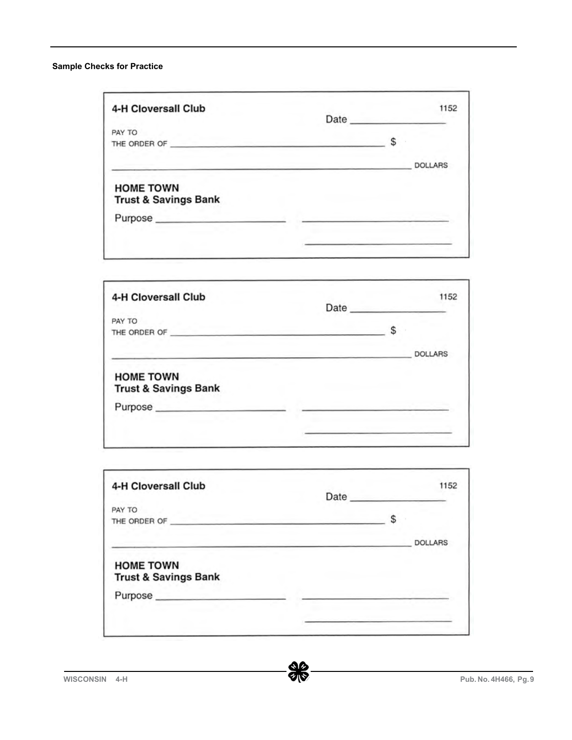**Sample Checks for Practice**

4-H Cloversall Club 1152

Date ________________

PAY TO
THE ORDER OF ________________________________________ $

________________________________________________ DOLLARS

**HOME TOWN**
**Trust & Savings Bank**

Purpose ____________________ ________________________

________________________

---

4-H Cloversall Club 1152

Date ________________

PAY TO
THE ORDER OF ________________________________________ $

________________________________________________ DOLLARS

**HOME TOWN**
**Trust & Savings Bank**

Purpose ____________________ ________________________

________________________

---

4-H Cloversall Club 1152

Date ________________

PAY TO
THE ORDER OF ________________________________________ $

________________________________________________ DOLLARS

**HOME TOWN**
**Trust & Savings Bank**

Purpose ____________________ ________________________

________________________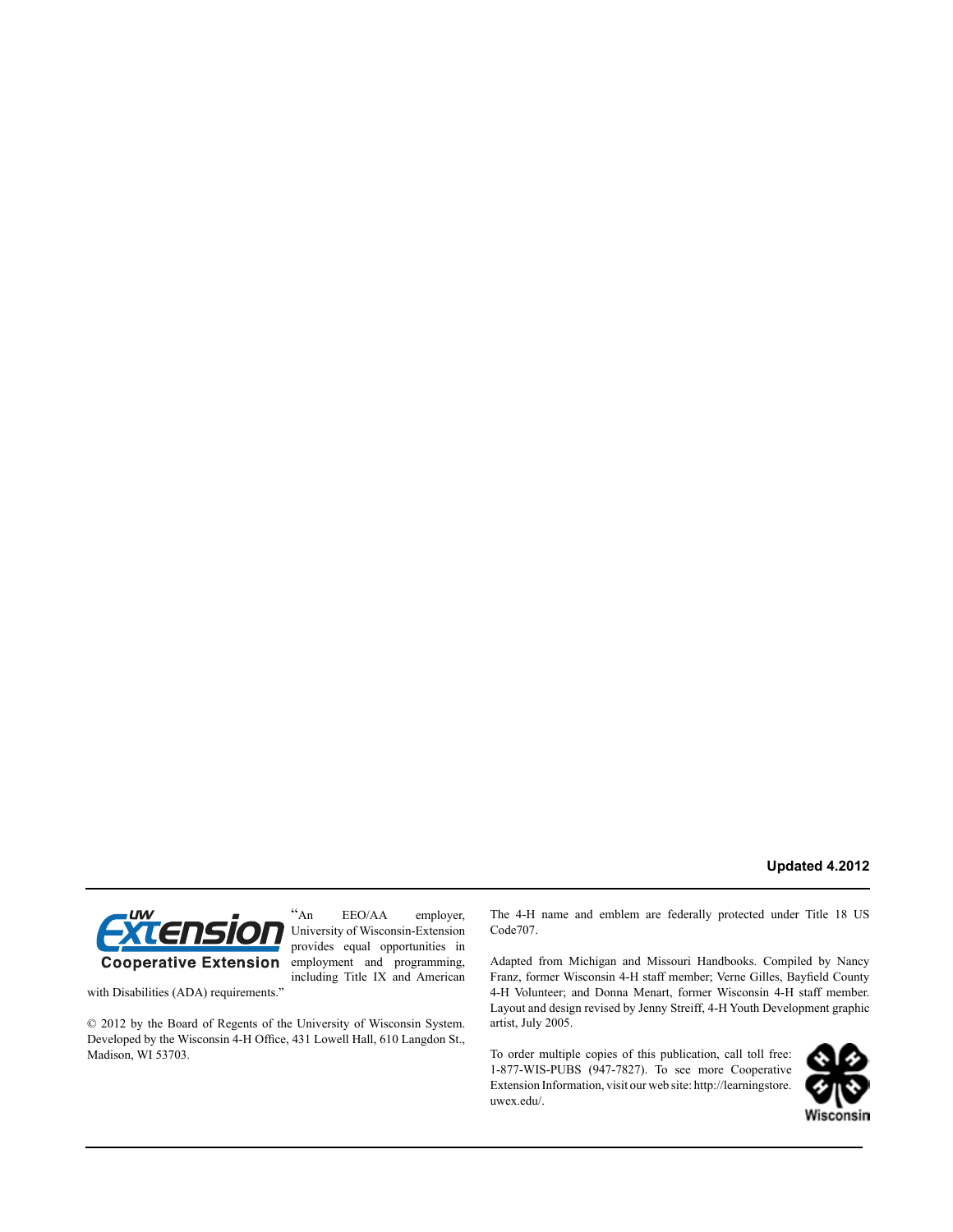**Updated 4.2012**

---

UW Extension Cooperative Extension

"An EEO/AA employer, University of Wisconsin-Extension provides equal opportunities in employment and programming, including Title IX and American with Disabilities (ADA) requirements."

© 2012 by the Board of Regents of the University of Wisconsin System. Developed by the Wisconsin 4-H Office, 431 Lowell Hall, 610 Langdon St., Madison, WI 53703.

The 4-H name and emblem are federally protected under Title 18 US Code707.

Adapted from Michigan and Missouri Handbooks. Compiled by Nancy Franz, former Wisconsin 4-H staff member; Verne Gilles, Bayfield County 4-H Volunteer; and Donna Menart, former Wisconsin 4-H staff member. Layout and design revised by Jenny Streiff, 4-H Youth Development graphic artist, July 2005.

To order multiple copies of this publication, call toll free: 1-877-WIS-PUBS (947-7827). To see more Cooperative Extension Information, visit our web site: http://learningstore.uwex.edu/.

Wisconsin